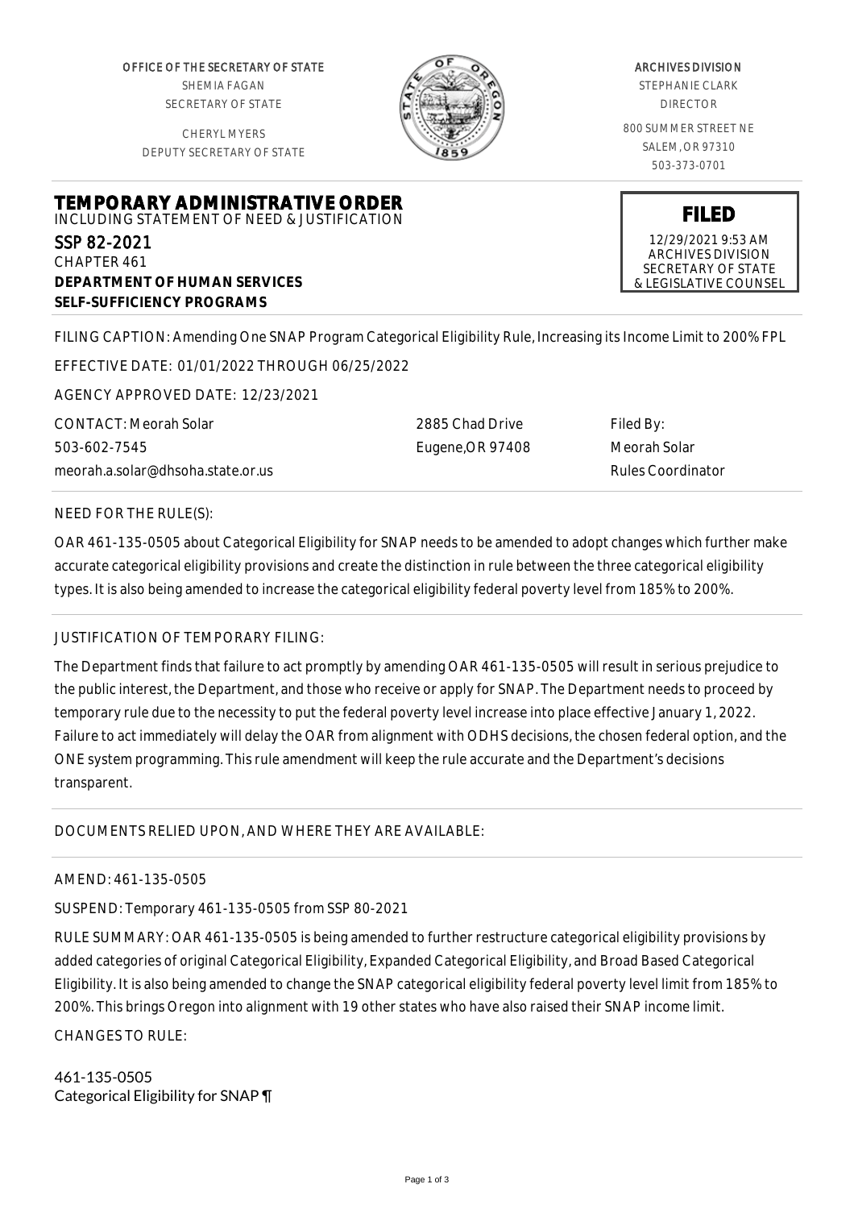OFFICE OF THE SECRETARY OF STATE
SHEMIA FAGAN
SECRETARY OF STATE

CHERYL MYERS
DEPUTY SECRETARY OF STATE

ARCHIVES DIVISION
STEPHANIE CLARK
DIRECTOR

800 SUMMER STREET NE
SALEM, OR 97310
503-373-0701

# TEMPORARY ADMINISTRATIVE ORDER

INCLUDING STATEMENT OF NEED & JUSTIFICATION

SSP 82-2021
CHAPTER 461
**DEPARTMENT OF HUMAN SERVICES**
**SELF-SUFFICIENCY PROGRAMS**

**FILED**
12/29/2021 9:53 AM
ARCHIVES DIVISION
SECRETARY OF STATE
& LEGISLATIVE COUNSEL

FILING CAPTION: Amending One SNAP Program Categorical Eligibility Rule, Increasing its Income Limit to 200% FPL

EFFECTIVE DATE: 01/01/2022 THROUGH 06/25/2022

AGENCY APPROVED DATE: 12/23/2021

CONTACT: Meorah Solar
503-602-7545
meorah.a.solar@dhsoha.state.or.us

2885 Chad Drive
Eugene,OR 97408

Filed By:
Meorah Solar
Rules Coordinator

NEED FOR THE RULE(S):

OAR 461-135-0505 about Categorical Eligibility for SNAP needs to be amended to adopt changes which further make accurate categorical eligibility provisions and create the distinction in rule between the three categorical eligibility types. It is also being amended to increase the categorical eligibility federal poverty level from 185% to 200%.

JUSTIFICATION OF TEMPORARY FILING:

The Department finds that failure to act promptly by amending OAR 461-135-0505 will result in serious prejudice to the public interest, the Department, and those who receive or apply for SNAP. The Department needs to proceed by temporary rule due to the necessity to put the federal poverty level increase into place effective January 1, 2022. Failure to act immediately will delay the OAR from alignment with ODHS decisions, the chosen federal option, and the ONE system programming. This rule amendment will keep the rule accurate and the Department's decisions transparent.

DOCUMENTS RELIED UPON, AND WHERE THEY ARE AVAILABLE:

AMEND: 461-135-0505

SUSPEND: Temporary 461-135-0505 from SSP 80-2021

RULE SUMMARY: OAR 461-135-0505 is being amended to further restructure categorical eligibility provisions by added categories of original Categorical Eligibility, Expanded Categorical Eligibility, and Broad Based Categorical Eligibility. It is also being amended to change the SNAP categorical eligibility federal poverty level limit from 185% to 200%. This brings Oregon into alignment with 19 other states who have also raised their SNAP income limit.

CHANGES TO RULE:

461-135-0505
Categorical Eligibility for SNAP ¶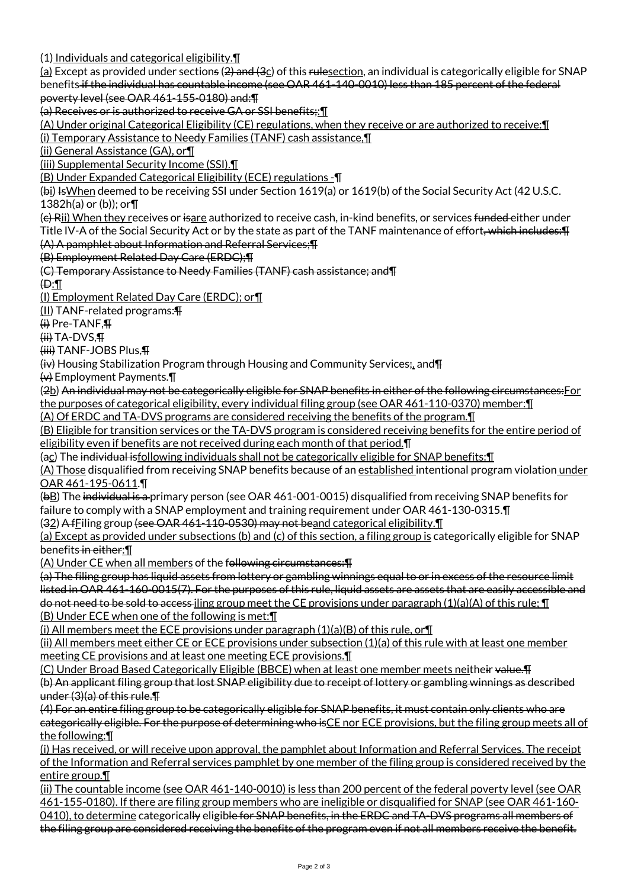(1) Individuals and categorical eligibility.¶

(a) Except as provided under sections (2) and (3c) of this rulesection, an individual is categorically eligible for SNAP benefits if the individual has countable income (see OAR 461-140-0010) less than 185 percent of the federal poverty level (see OAR 461-155-0180) and:¶

(a) Receives or is authorized to receive GA or SSI benefits;:¶

(A) Under original Categorical Eligibility (CE) regulations, when they receive or are authorized to receive:¶

(i) Temporary Assistance to Needy Families (TANF) cash assistance,¶

(ii) General Assistance (GA), or¶

(iii) Supplemental Security Income (SSI).¶

(B) Under Expanded Categorical Eligibility (ECE) regulations -¶

(bi) IsWhen deemed to be receiving SSI under Section 1619(a) or 1619(b) of the Social Security Act (42 U.S.C. 1382h(a) or (b)); or¶

(c) Rii) When they receives or isare authorized to receive cash, in-kind benefits, or services funded either under Title IV-A of the Social Security Act or by the state as part of the TANF maintenance of effort, which includes:¶

(A) A pamphlet about Information and Referral Services;¶

(B) Employment Related Day Care (ERDC);¶

(C) Temporary Assistance to Needy Families (TANF) cash assistance; and¶

(D:¶

(I) Employment Related Day Care (ERDC); or¶

(II) TANF-related programs:¶

(i) Pre-TANF,¶

(ii) TA-DVS,¶

(iii) TANF-JOBS Plus,¶

(iv) Housing Stabilization Program through Housing and Community Services;, and¶

(v) Employment Payments.¶

(2b) An individual may not be categorically eligible for SNAP benefits in either of the following circumstances:For the purposes of categorical eligibility, every individual filing group (see OAR 461-110-0370) member:¶

(A) Of ERDC and TA-DVS programs are considered receiving the benefits of the program.¶

(B) Eligible for transition services or the TA-DVS program is considered receiving benefits for the entire period of eligibility even if benefits are not received during each month of that period.¶

(ac) The individual isfollowing individuals shall not be categorically eligible for SNAP benefits:¶

(A) Those disqualified from receiving SNAP benefits because of an established intentional program violation under OAR 461-195-0611.¶

(bB) The individual is a primary person (see OAR 461-001-0015) disqualified from receiving SNAP benefits for failure to comply with a SNAP employment and training requirement under OAR 461-130-0315.¶

(32) A fFiling group (see OAR 461-110-0530) may not beand categorical eligibility.¶

(a) Except as provided under subsections (b) and (c) of this section, a filing group is categorically eligible for SNAP benefits in either:¶

(A) Under CE when all members of the following circumstances:¶

(a) The filing group has liquid assets from lottery or gambling winnings equal to or in excess of the resource limit listed in OAR 461-160-0015(7). For the purposes of this rule, liquid assets are assets that are easily accessible and do not need to be sold to access iling group meet the CE provisions under paragraph (1)(a)(A) of this rule; ¶

(B) Under ECE when one of the following is met:¶

(i) All members meet the ECE provisions under paragraph (1)(a)(B) of this rule, or¶

(ii) All members meet either CE or ECE provisions under subsection (1)(a) of this rule with at least one member meeting CE provisions and at least one meeting ECE provisions.¶

(C) Under Broad Based Categorically Eligible (BBCE) when at least one member meets neitheir value.¶

(b) An applicant filing group that lost SNAP eligibility due to receipt of lottery or gambling winnings as described under (3)(a) of this rule.¶

(4) For an entire filing group to be categorically eligible for SNAP benefits, it must contain only clients who are categorically eligible. For the purpose of determining who isCE nor ECE provisions, but the filing group meets all of the following:¶

(i) Has received, or will receive upon approval, the pamphlet about Information and Referral Services. The receipt of the Information and Referral services pamphlet by one member of the filing group is considered received by the entire group.¶

(ii) The countable income (see OAR 461-140-0010) is less than 200 percent of the federal poverty level (see OAR 461-155-0180). If there are filing group members who are ineligible or disqualified for SNAP (see OAR 461-160-0410), to determine categorically eligible for SNAP benefits, in the ERDC and TA-DVS programs all members of the filing group are considered receiving the benefits of the program even if not all members receive the benefit.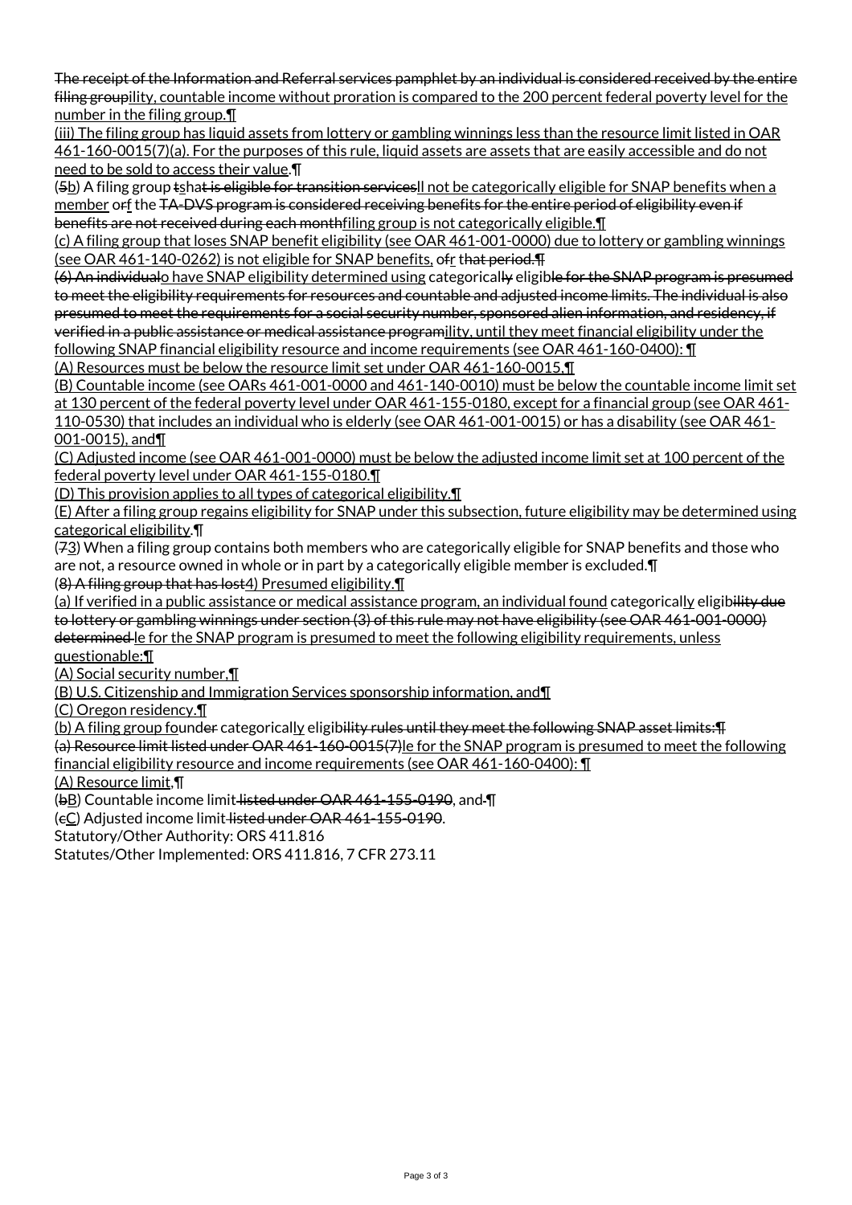The receipt of the Information and Referral services pamphlet by an individual is considered received by the entire filing groupility, countable income without proration is compared to the 200 percent federal poverty level for the number in the filing group.¶

(iii) The filing group has liquid assets from lottery or gambling winnings less than the resource limit listed in OAR 461-160-0015(7)(a). For the purposes of this rule, liquid assets are assets that are easily accessible and do not need to be sold to access their value.¶

(5b) A filing group tshat is eligible for transition servicesll not be categorically eligible for SNAP benefits when a member orf the TA-DVS program is considered receiving benefits for the entire period of eligibility even if benefits are not received during each monthfiling group is not categorically eligible.¶

(c) A filing group that loses SNAP benefit eligibility (see OAR 461-001-0000) due to lottery or gambling winnings (see OAR 461-140-0262) is not eligible for SNAP benefits, ofr that period.¶

(6) An individualo have SNAP eligibility determined using categorically eligible for the SNAP program is presumed to meet the eligibility requirements for resources and countable and adjusted income limits. The individual is also presumed to meet the requirements for a social security number, sponsored alien information, and residency, if verified in a public assistance or medical assistance programility, until they meet financial eligibility under the following SNAP financial eligibility resource and income requirements (see OAR 461-160-0400): ¶

(A) Resources must be below the resource limit set under OAR 461-160-0015.¶

(B) Countable income (see OARs 461-001-0000 and 461-140-0010) must be below the countable income limit set at 130 percent of the federal poverty level under OAR 461-155-0180, except for a financial group (see OAR 461-110-0530) that includes an individual who is elderly (see OAR 461-001-0015) or has a disability (see OAR 461-001-0015), and¶

(C) Adjusted income (see OAR 461-001-0000) must be below the adjusted income limit set at 100 percent of the federal poverty level under OAR 461-155-0180.¶

(D) This provision applies to all types of categorical eligibility.¶

(E) After a filing group regains eligibility for SNAP under this subsection, future eligibility may be determined using categorical eligibility.¶

(73) When a filing group contains both members who are categorically eligible for SNAP benefits and those who are not, a resource owned in whole or in part by a categorically eligible member is excluded.¶

(8) A filing group that has lost4) Presumed eligibility.¶

(a) If verified in a public assistance or medical assistance program, an individual found categorically eligibility due to lottery or gambling winnings under section (3) of this rule may not have eligibility (see OAR 461-001-0000) determined le for the SNAP program is presumed to meet the following eligibility requirements, unless questionable:¶

(A) Social security number,¶

(B) U.S. Citizenship and Immigration Services sponsorship information, and¶

(C) Oregon residency.¶

(b) A filing group founder categorically eligibility rules until they meet the following SNAP asset limits:¶

(a) Resource limit listed under OAR 461-160-0015(7)le for the SNAP program is presumed to meet the following financial eligibility resource and income requirements (see OAR 461-160-0400): ¶

(A) Resource limit,¶

(bB) Countable income limit listed under OAR 461-155-0190, and ¶

(cC) Adjusted income limit listed under OAR 461-155-0190.

Statutory/Other Authority: ORS 411.816

Statutes/Other Implemented: ORS 411.816, 7 CFR 273.11